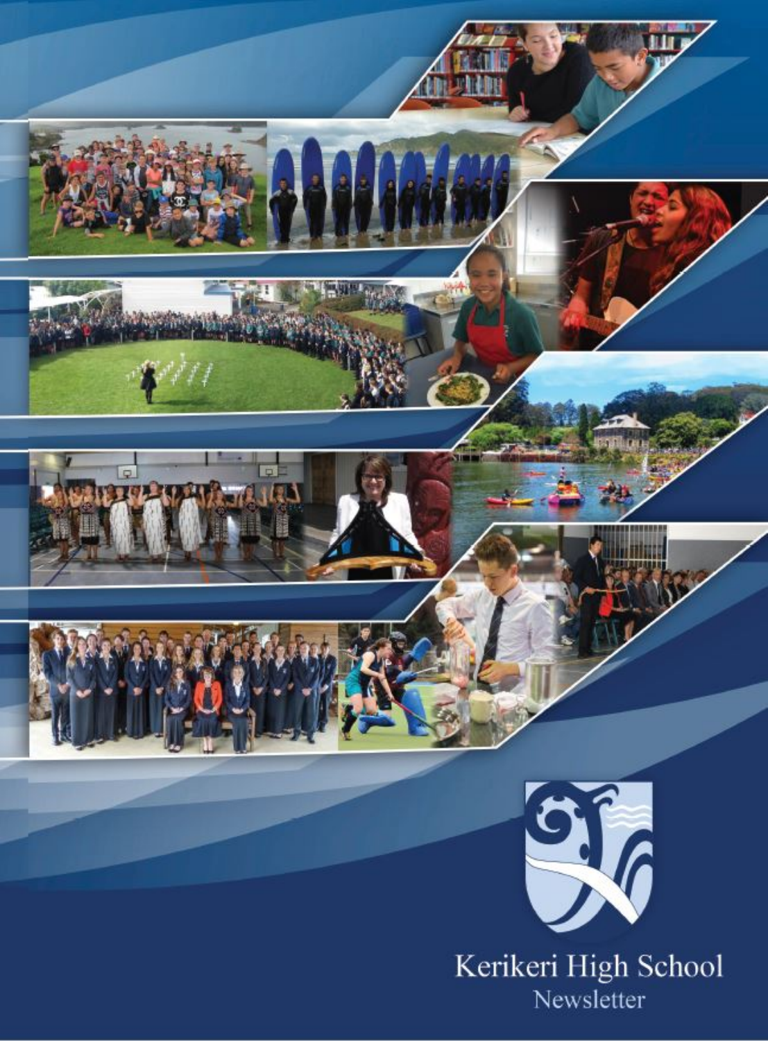# Kerikeri High School

Newsletter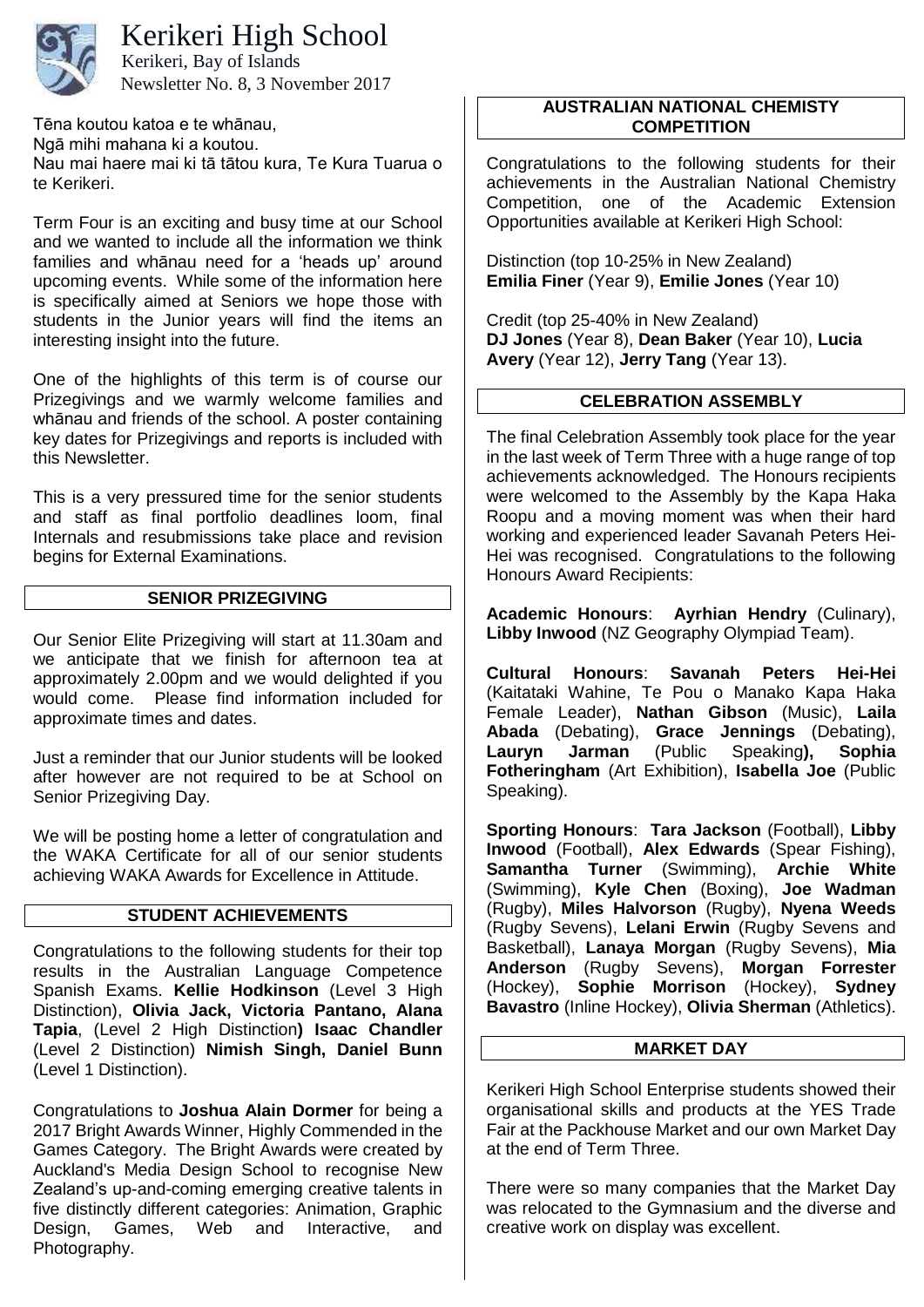# Kerikeri High School

Kerikeri, Bay of Islands
Newsletter No. 8, 3 November 2017

Tēna koutou katoa e te whānau,
Ngā mihi mahana ki a koutou.
Nau mai haere mai ki tā tātou kura, Te Kura Tuarua o te Kerikeri.

Term Four is an exciting and busy time at our School and we wanted to include all the information we think families and whānau need for a 'heads up' around upcoming events. While some of the information here is specifically aimed at Seniors we hope those with students in the Junior years will find the items an interesting insight into the future.

One of the highlights of this term is of course our Prizegivings and we warmly welcome families and whānau and friends of the school. A poster containing key dates for Prizegivings and reports is included with this Newsletter.

This is a very pressured time for the senior students and staff as final portfolio deadlines loom, final Internals and resubmissions take place and revision begins for External Examinations.

## SENIOR PRIZEGIVING

Our Senior Elite Prizegiving will start at 11.30am and we anticipate that we finish for afternoon tea at approximately 2.00pm and we would delighted if you would come. Please find information included for approximate times and dates.

Just a reminder that our Junior students will be looked after however are not required to be at School on Senior Prizegiving Day.

We will be posting home a letter of congratulation and the WAKA Certificate for all of our senior students achieving WAKA Awards for Excellence in Attitude.

## STUDENT ACHIEVEMENTS

Congratulations to the following students for their top results in the Australian Language Competence Spanish Exams. **Kellie Hodkinson** (Level 3 High Distinction), **Olivia Jack, Victoria Pantano, Alana Tapia**, (Level 2 High Distinction**)** **Isaac Chandler** (Level 2 Distinction) **Nimish Singh, Daniel Bunn** (Level 1 Distinction).

Congratulations to **Joshua Alain Dormer** for being a 2017 Bright Awards Winner, Highly Commended in the Games Category. The Bright Awards were created by Auckland's Media Design School to recognise New Zealand's up-and-coming emerging creative talents in five distinctly different categories: Animation, Graphic Design, Games, Web and Interactive, and Photography.

## AUSTRALIAN NATIONAL CHEMISTY COMPETITION

Congratulations to the following students for their achievements in the Australian National Chemistry Competition, one of the Academic Extension Opportunities available at Kerikeri High School:

Distinction (top 10-25% in New Zealand)
**Emilia Finer** (Year 9), **Emilie Jones** (Year 10)

Credit (top 25-40% in New Zealand)
**DJ Jones** (Year 8), **Dean Baker** (Year 10), **Lucia Avery** (Year 12), **Jerry Tang** (Year 13).

## CELEBRATION ASSEMBLY

The final Celebration Assembly took place for the year in the last week of Term Three with a huge range of top achievements acknowledged. The Honours recipients were welcomed to the Assembly by the Kapa Haka Roopu and a moving moment was when their hard working and experienced leader Savanah Peters Hei-Hei was recognised. Congratulations to the following Honours Award Recipients:

**Academic Honours**: **Ayrhian Hendry** (Culinary), **Libby Inwood** (NZ Geography Olympiad Team).

**Cultural Honours**: **Savanah Peters Hei-Hei** (Kaitataki Wahine, Te Pou o Manako Kapa Haka Female Leader), **Nathan Gibson** (Music), **Laila Abada** (Debating), **Grace Jennings** (Debating), **Lauryn Jarman** (Public Speaking**)**, **Sophia Fotheringham** (Art Exhibition), **Isabella Joe** (Public Speaking).

**Sporting Honours**: **Tara Jackson** (Football), **Libby Inwood** (Football), **Alex Edwards** (Spear Fishing), **Samantha Turner** (Swimming), **Archie White** (Swimming), **Kyle Chen** (Boxing), **Joe Wadman** (Rugby), **Miles Halvorson** (Rugby), **Nyena Weeds** (Rugby Sevens), **Lelani Erwin** (Rugby Sevens and Basketball), **Lanaya Morgan** (Rugby Sevens), **Mia Anderson** (Rugby Sevens), **Morgan Forrester** (Hockey), **Sophie Morrison** (Hockey), **Sydney Bavastro** (Inline Hockey), **Olivia Sherman** (Athletics).

## MARKET DAY

Kerikeri High School Enterprise students showed their organisational skills and products at the YES Trade Fair at the Packhouse Market and our own Market Day at the end of Term Three.

There were so many companies that the Market Day was relocated to the Gymnasium and the diverse and creative work on display was excellent.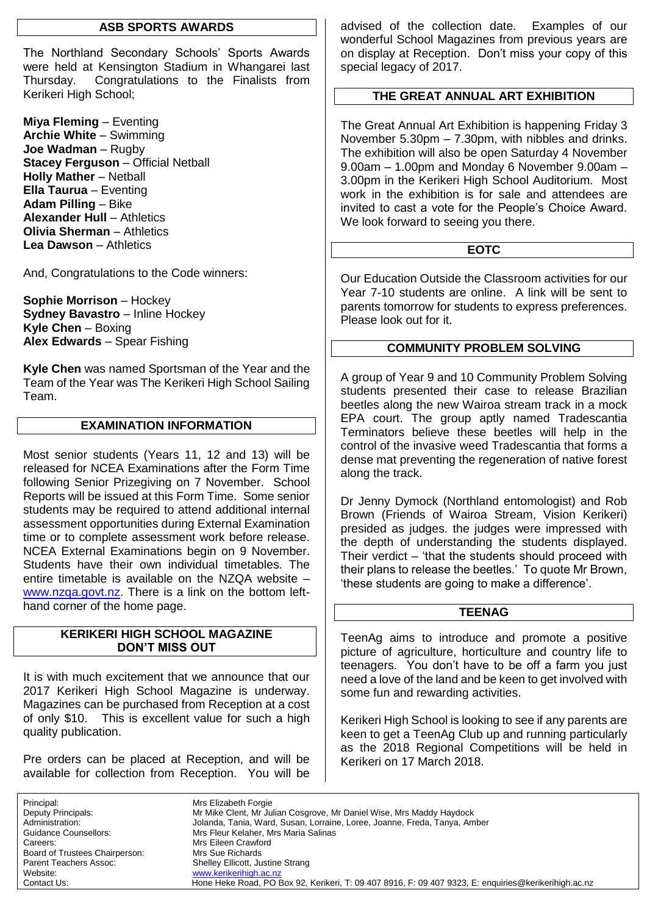## ASB SPORTS AWARDS

The Northland Secondary Schools' Sports Awards were held at Kensington Stadium in Whangarei last Thursday. Congratulations to the Finalists from Kerikeri High School;

**Miya Fleming** – Eventing
**Archie White** – Swimming
**Joe Wadman** – Rugby
**Stacey Ferguson** – Official Netball
**Holly Mather** – Netball
**Ella Taurua** – Eventing
**Adam Pilling** – Bike
**Alexander Hull** – Athletics
**Olivia Sherman** – Athletics
**Lea Dawson** – Athletics

And, Congratulations to the Code winners:

**Sophie Morrison** – Hockey
**Sydney Bavastro** – Inline Hockey
**Kyle Chen** – Boxing
**Alex Edwards** – Spear Fishing

**Kyle Chen** was named Sportsman of the Year and the Team of the Year was The Kerikeri High School Sailing Team.

## EXAMINATION INFORMATION

Most senior students (Years 11, 12 and 13) will be released for NCEA Examinations after the Form Time following Senior Prizegiving on 7 November. School Reports will be issued at this Form Time. Some senior students may be required to attend additional internal assessment opportunities during External Examination time or to complete assessment work before release. NCEA External Examinations begin on 9 November. Students have their own individual timetables. The entire timetable is available on the NZQA website – www.nzqa.govt.nz. There is a link on the bottom left-hand corner of the home page.

## KERIKERI HIGH SCHOOL MAGAZINE DON'T MISS OUT

It is with much excitement that we announce that our 2017 Kerikeri High School Magazine is underway. Magazines can be purchased from Reception at a cost of only $10. This is excellent value for such a high quality publication.

Pre orders can be placed at Reception, and will be available for collection from Reception. You will be advised of the collection date. Examples of our wonderful School Magazines from previous years are on display at Reception. Don't miss your copy of this special legacy of 2017.

## THE GREAT ANNUAL ART EXHIBITION

The Great Annual Art Exhibition is happening Friday 3 November 5.30pm – 7.30pm, with nibbles and drinks. The exhibition will also be open Saturday 4 November 9.00am – 1.00pm and Monday 6 November 9.00am – 3.00pm in the Kerikeri High School Auditorium. Most work in the exhibition is for sale and attendees are invited to cast a vote for the People's Choice Award. We look forward to seeing you there.

## EOTC

Our Education Outside the Classroom activities for our Year 7-10 students are online. A link will be sent to parents tomorrow for students to express preferences. Please look out for it.

## COMMUNITY PROBLEM SOLVING

A group of Year 9 and 10 Community Problem Solving students presented their case to release Brazilian beetles along the new Wairoa stream track in a mock EPA court. The group aptly named Tradescantia Terminators believe these beetles will help in the control of the invasive weed Tradescantia that forms a dense mat preventing the regeneration of native forest along the track.

Dr Jenny Dymock (Northland entomologist) and Rob Brown (Friends of Wairoa Stream, Vision Kerikeri) presided as judges. the judges were impressed with the depth of understanding the students displayed. Their verdict – 'that the students should proceed with their plans to release the beetles.' To quote Mr Brown, 'these students are going to make a difference'.

## TEENAG

TeenAg aims to introduce and promote a positive picture of agriculture, horticulture and country life to teenagers. You don't have to be off a farm you just need a love of the land and be keen to get involved with some fun and rewarding activities.

Kerikeri High School is looking to see if any parents are keen to get a TeenAg Club up and running particularly as the 2018 Regional Competitions will be held in Kerikeri on 17 March 2018.

| | |
|---|---|
| Principal: | Mrs Elizabeth Forgie |
| Deputy Principals: | Mr Mike Clent, Mr Julian Cosgrove, Mr Daniel Wise, Mrs Maddy Haydock |
| Administration: | Jolanda, Tania, Ward, Susan, Lorraine, Loree, Joanne, Freda, Tanya, Amber |
| Guidance Counsellors: | Mrs Fleur Kelaher, Mrs Maria Salinas |
| Careers: | Mrs Eileen Crawford |
| Board of Trustees Chairperson: | Mrs Sue Richards |
| Parent Teachers Assoc: | Shelley Ellicott, Justine Strang |
| Website: | www.kerikerihigh.ac.nz |
| Contact Us: | Hone Heke Road, PO Box 92, Kerikeri, T: 09 407 8916, F: 09 407 9323, E: enquiries@kerikerihigh.ac.nz |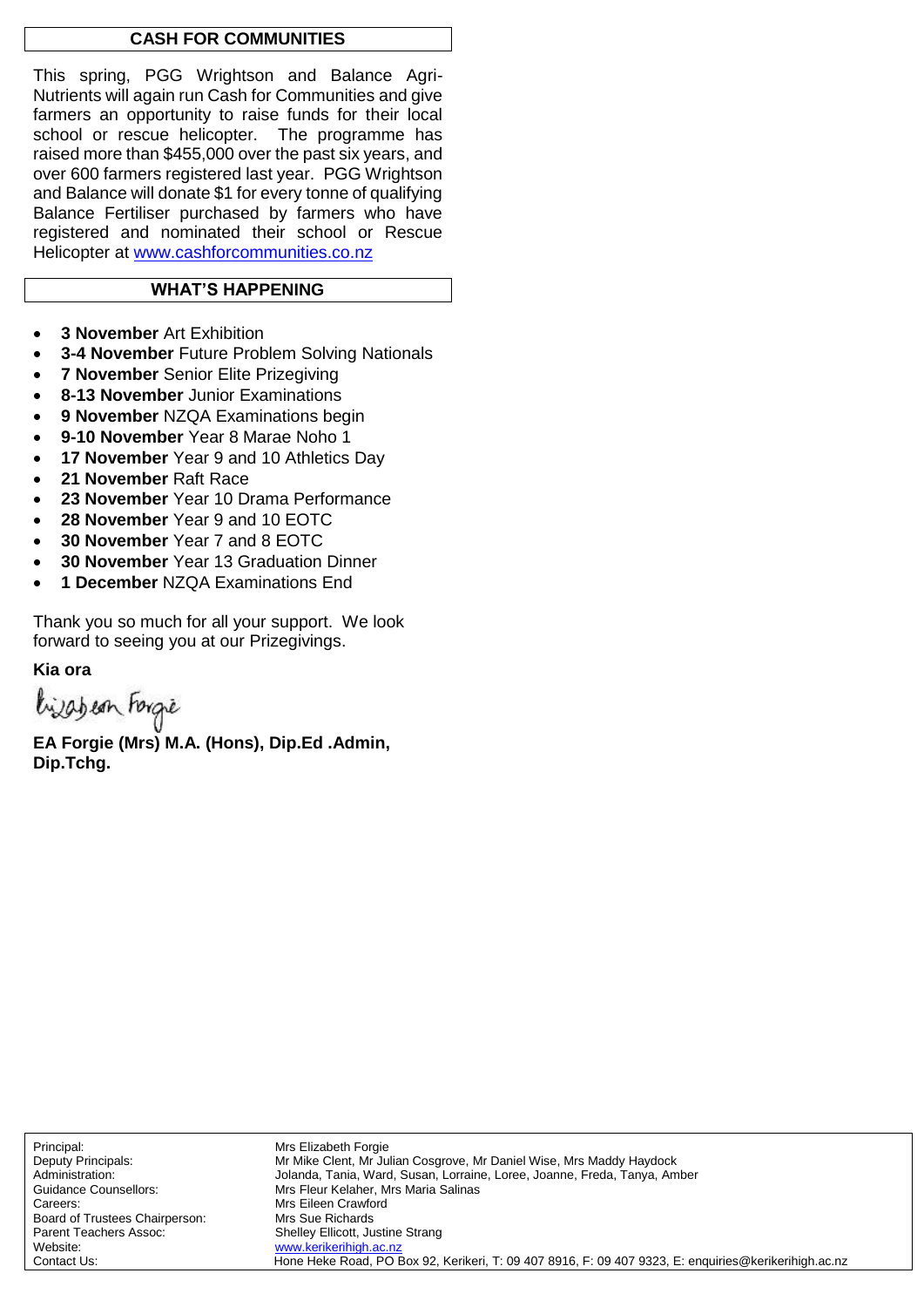## CASH FOR COMMUNITIES

This spring, PGG Wrightson and Balance Agri-Nutrients will again run Cash for Communities and give farmers an opportunity to raise funds for their local school or rescue helicopter. The programme has raised more than $455,000 over the past six years, and over 600 farmers registered last year. PGG Wrightson and Balance will donate $1 for every tonne of qualifying Balance Fertiliser purchased by farmers who have registered and nominated their school or Rescue Helicopter at [www.cashforcommunities.co.nz](http://www.cashforcommunities.co.nz)

## WHAT'S HAPPENING

- **3 November** Art Exhibition
- **3-4 November** Future Problem Solving Nationals
- **7 November** Senior Elite Prizegiving
- **8-13 November** Junior Examinations
- **9 November** NZQA Examinations begin
- **9-10 November** Year 8 Marae Noho 1
- **17 November** Year 9 and 10 Athletics Day
- **21 November** Raft Race
- **23 November** Year 10 Drama Performance
- **28 November** Year 9 and 10 EOTC
- **30 November** Year 7 and 8 EOTC
- **30 November** Year 13 Graduation Dinner
- **1 December** NZQA Examinations End

Thank you so much for all your support. We look forward to seeing you at our Prizegivings.

**Kia ora**

Elizabeth Forgie

**EA Forgie (Mrs) M.A. (Hons), Dip.Ed .Admin, Dip.Tchg.**

| | |
|---|---|
| Principal: | Mrs Elizabeth Forgie |
| Deputy Principals: | Mr Mike Clent, Mr Julian Cosgrove, Mr Daniel Wise, Mrs Maddy Haydock |
| Administration: | Jolanda, Tania, Ward, Susan, Lorraine, Loree, Joanne, Freda, Tanya, Amber |
| Guidance Counsellors: | Mrs Fleur Kelaher, Mrs Maria Salinas |
| Careers: | Mrs Eileen Crawford |
| Board of Trustees Chairperson: | Mrs Sue Richards |
| Parent Teachers Assoc: | Shelley Ellicott, Justine Strang |
| Website: | [www.kerikerihigh.ac.nz](http://www.kerikerihigh.ac.nz) |
| Contact Us: | Hone Heke Road, PO Box 92, Kerikeri, T: 09 407 8916, F: 09 407 9323, E: enquiries@kerikerihigh.ac.nz |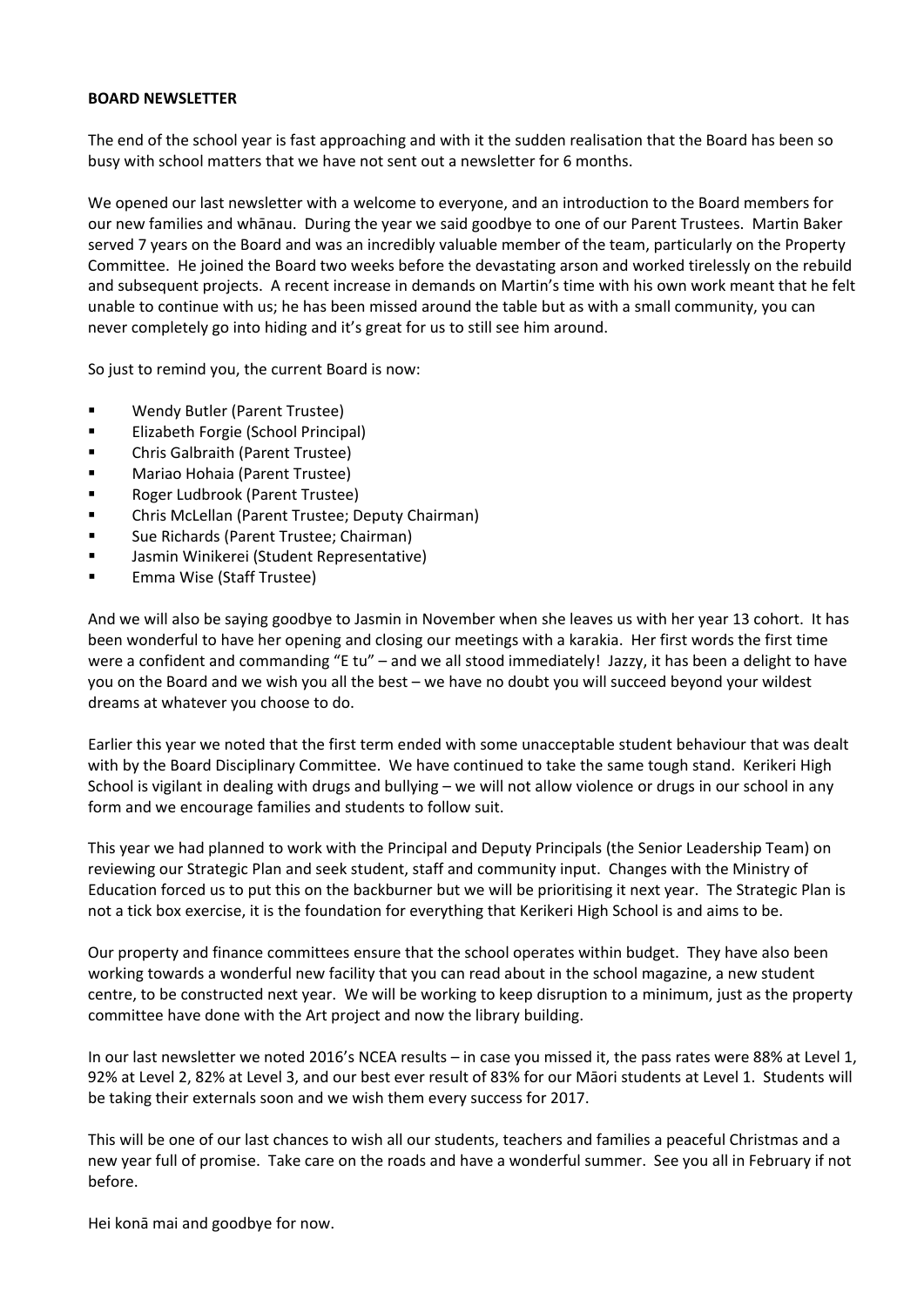**BOARD NEWSLETTER**

The end of the school year is fast approaching and with it the sudden realisation that the Board has been so busy with school matters that we have not sent out a newsletter for 6 months.

We opened our last newsletter with a welcome to everyone, and an introduction to the Board members for our new families and whānau. During the year we said goodbye to one of our Parent Trustees. Martin Baker served 7 years on the Board and was an incredibly valuable member of the team, particularly on the Property Committee. He joined the Board two weeks before the devastating arson and worked tirelessly on the rebuild and subsequent projects. A recent increase in demands on Martin's time with his own work meant that he felt unable to continue with us; he has been missed around the table but as with a small community, you can never completely go into hiding and it's great for us to still see him around.

So just to remind you, the current Board is now:

- Wendy Butler (Parent Trustee)
- Elizabeth Forgie (School Principal)
- Chris Galbraith (Parent Trustee)
- Mariao Hohaia (Parent Trustee)
- Roger Ludbrook (Parent Trustee)
- Chris McLellan (Parent Trustee; Deputy Chairman)
- Sue Richards (Parent Trustee; Chairman)
- Jasmin Winikerei (Student Representative)
- Emma Wise (Staff Trustee)

And we will also be saying goodbye to Jasmin in November when she leaves us with her year 13 cohort. It has been wonderful to have her opening and closing our meetings with a karakia. Her first words the first time were a confident and commanding "E tu" – and we all stood immediately! Jazzy, it has been a delight to have you on the Board and we wish you all the best – we have no doubt you will succeed beyond your wildest dreams at whatever you choose to do.

Earlier this year we noted that the first term ended with some unacceptable student behaviour that was dealt with by the Board Disciplinary Committee. We have continued to take the same tough stand. Kerikeri High School is vigilant in dealing with drugs and bullying – we will not allow violence or drugs in our school in any form and we encourage families and students to follow suit.

This year we had planned to work with the Principal and Deputy Principals (the Senior Leadership Team) on reviewing our Strategic Plan and seek student, staff and community input. Changes with the Ministry of Education forced us to put this on the backburner but we will be prioritising it next year. The Strategic Plan is not a tick box exercise, it is the foundation for everything that Kerikeri High School is and aims to be.

Our property and finance committees ensure that the school operates within budget. They have also been working towards a wonderful new facility that you can read about in the school magazine, a new student centre, to be constructed next year. We will be working to keep disruption to a minimum, just as the property committee have done with the Art project and now the library building.

In our last newsletter we noted 2016's NCEA results – in case you missed it, the pass rates were 88% at Level 1, 92% at Level 2, 82% at Level 3, and our best ever result of 83% for our Māori students at Level 1. Students will be taking their externals soon and we wish them every success for 2017.

This will be one of our last chances to wish all our students, teachers and families a peaceful Christmas and a new year full of promise. Take care on the roads and have a wonderful summer. See you all in February if not before.

Hei konā mai and goodbye for now.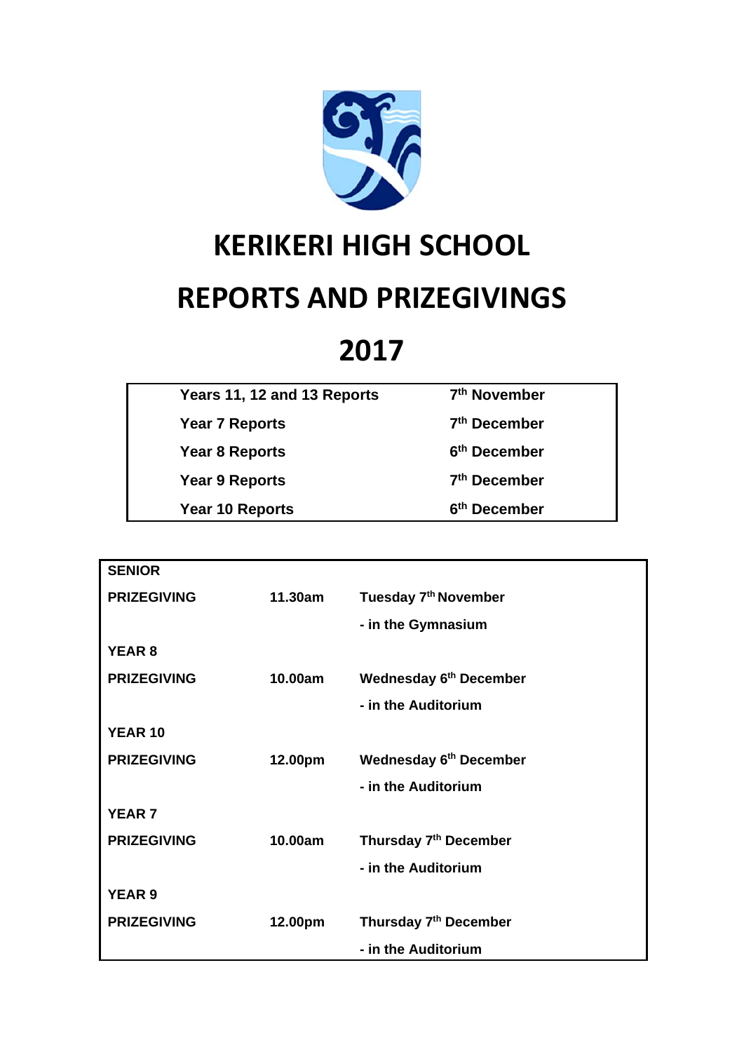# KERIKERI HIGH SCHOOL

# REPORTS AND PRIZEGIVINGS

# 2017

| | |
|---|---|
| **Years 11, 12 and 13 Reports** | **7th November** |
| **Year 7 Reports** | **7th December** |
| **Year 8 Reports** | **6th December** |
| **Year 9 Reports** | **7th December** |
| **Year 10 Reports** | **6th December** |

| | | |
|---|---|---|
| **SENIOR PRIZEGIVING** | **11.30am** | **Tuesday 7th November - in the Gymnasium** |
| **YEAR 8 PRIZEGIVING** | **10.00am** | **Wednesday 6th December - in the Auditorium** |
| **YEAR 10 PRIZEGIVING** | **12.00pm** | **Wednesday 6th December - in the Auditorium** |
| **YEAR 7 PRIZEGIVING** | **10.00am** | **Thursday 7th December - in the Auditorium** |
| **YEAR 9 PRIZEGIVING** | **12.00pm** | **Thursday 7th December - in the Auditorium** |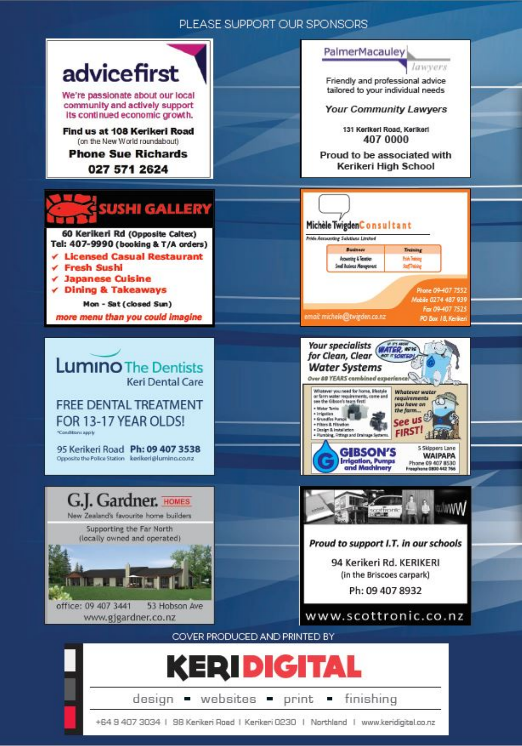PLEASE SUPPORT OUR SPONSORS

## advicefirst

We're passionate about our local community and actively support its continued economic growth.

**Find us at 108 Kerikeri Road**
(on the New World roundabout)

**Phone Sue Richards**
**027 571 2624**

## PalmerMacauley lawyers

Friendly and professional advice tailored to your individual needs

***Your Community Lawyers***

131 Kerikeri Road, Kerikeri
**407 0000**

Proud to be associated with Kerikeri High School

## SUSHI GALLERY

**60 Kerikeri Rd (Opposite Caltex)**
**Tel: 407-9990 (booking & T/A orders)**

- ✓ Licensed Casual Restaurant
- ✓ Fresh Sushi
- ✓ Japanese Cuisine
- ✓ Dining & Takeaways

Mon - Sat (closed Sun)

*more menu than you could imagine*

## Michèle Twigden Consultant

Pride Accounting Solutions Limited

| Business | Training |
| --- | --- |
| Accounting & Taxation<br>Small Business Management | Trish Training<br>Staff Training |

Phone 09-407 7552
Mobile 0274 487 939
Fax 09-407 7525
PO Box 18, Kerikeri
email: michele@twigden.co.nz

## Lumino The Dentists

Keri Dental Care

FREE DENTAL TREATMENT FOR 13-17 YEAR OLDS!
*Conditions apply

95 Kerikeri Road **Ph: 09 407 3538**
Opposite the Police Station kerikeri@lumino.co.nz

## Your specialists for Clean, Clear Water Systems

If it's about WATER, we've got it SORTED!

Over 80 YEARS combined experience!

Whatever you need for home, lifestyle or farm water requirements, come and see the Gibson's team first!

- Water Tanks
- Irrigation
- Grundfos Pumps
- Filters & Filtration
- Design & Installation
- Plumbing, Fittings and Drainage Systems

Whatever water requirements you have on the farm... See us FIRST!

**GIBSON'S Irrigation, Pumps and Machinery**

5 Skippers Lane
WAIPAPA
Phone 09 407 8530
Freephone 0800 442 766

## G.J. Gardner. HOMES

New Zealand's favourite home builders

Supporting the Far North
(locally owned and operated)

office: 09 407 3441 53 Hobson Ave
www.gjgardner.co.nz

## scottronic

***Proud to support I.T. in our schools***

94 Kerikeri Rd. KERIKERI
(in the Briscoes carpark)
Ph: 09 407 8932

www.scottronic.co.nz

COVER PRODUCED AND PRINTED BY

## KERI DIGITAL

design ▪ websites ▪ print ▪ finishing

+64 9 407 3034 | 98 Kerikeri Road | Kerikeri 0230 | Northland | www.keridigital.co.nz